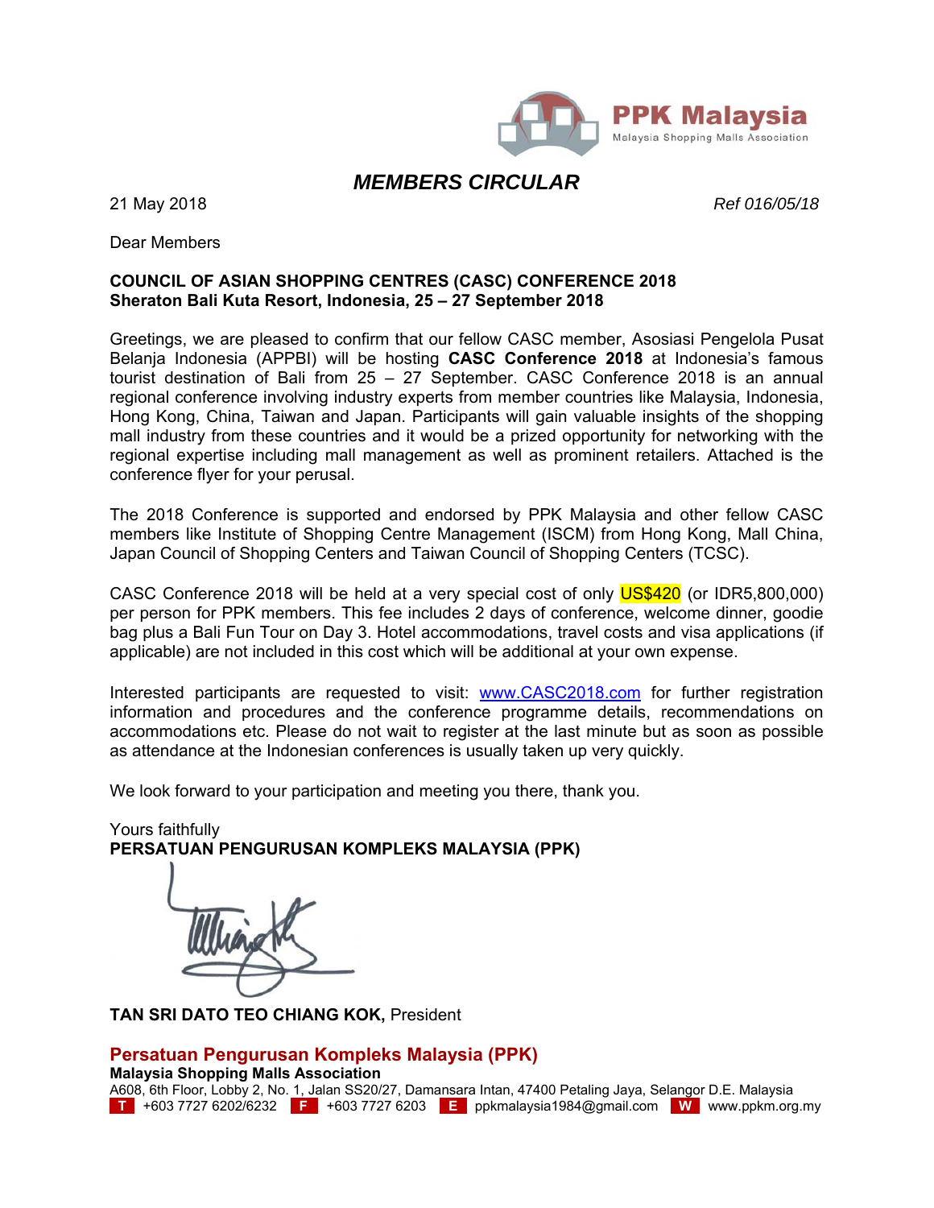PPK Malaysia
Malaysia Shopping Malls Association

# *MEMBERS CIRCULAR*

21 May 2018 *Ref 016/05/18*

Dear Members

**COUNCIL OF ASIAN SHOPPING CENTRES (CASC) CONFERENCE 2018**
**Sheraton Bali Kuta Resort, Indonesia, 25 – 27 September 2018**

Greetings, we are pleased to confirm that our fellow CASC member, Asosiasi Pengelola Pusat Belanja Indonesia (APPBI) will be hosting **CASC Conference 2018** at Indonesia's famous tourist destination of Bali from 25 – 27 September. CASC Conference 2018 is an annual regional conference involving industry experts from member countries like Malaysia, Indonesia, Hong Kong, China, Taiwan and Japan. Participants will gain valuable insights of the shopping mall industry from these countries and it would be a prized opportunity for networking with the regional expertise including mall management as well as prominent retailers. Attached is the conference flyer for your perusal.

The 2018 Conference is supported and endorsed by PPK Malaysia and other fellow CASC members like Institute of Shopping Centre Management (ISCM) from Hong Kong, Mall China, Japan Council of Shopping Centers and Taiwan Council of Shopping Centers (TCSC).

CASC Conference 2018 will be held at a very special cost of only US$420 (or IDR5,800,000) per person for PPK members. This fee includes 2 days of conference, welcome dinner, goodie bag plus a Bali Fun Tour on Day 3. Hotel accommodations, travel costs and visa applications (if applicable) are not included in this cost which will be additional at your own expense.

Interested participants are requested to visit: www.CASC2018.com for further registration information and procedures and the conference programme details, recommendations on accommodations etc. Please do not wait to register at the last minute but as soon as possible as attendance at the Indonesian conferences is usually taken up very quickly.

We look forward to your participation and meeting you there, thank you.

Yours faithfully
**PERSATUAN PENGURUSAN KOMPLEKS MALAYSIA (PPK)**

**TAN SRI DATO TEO CHIANG KOK,** President

**Persatuan Pengurusan Kompleks Malaysia (PPK)**
**Malaysia Shopping Malls Association**
A608, 6th Floor, Lobby 2, No. 1, Jalan SS20/27, Damansara Intan, 47400 Petaling Jaya, Selangor D.E. Malaysia
T +603 7727 6202/6232 F +603 7727 6203 E ppkmalaysia1984@gmail.com W www.ppkm.org.my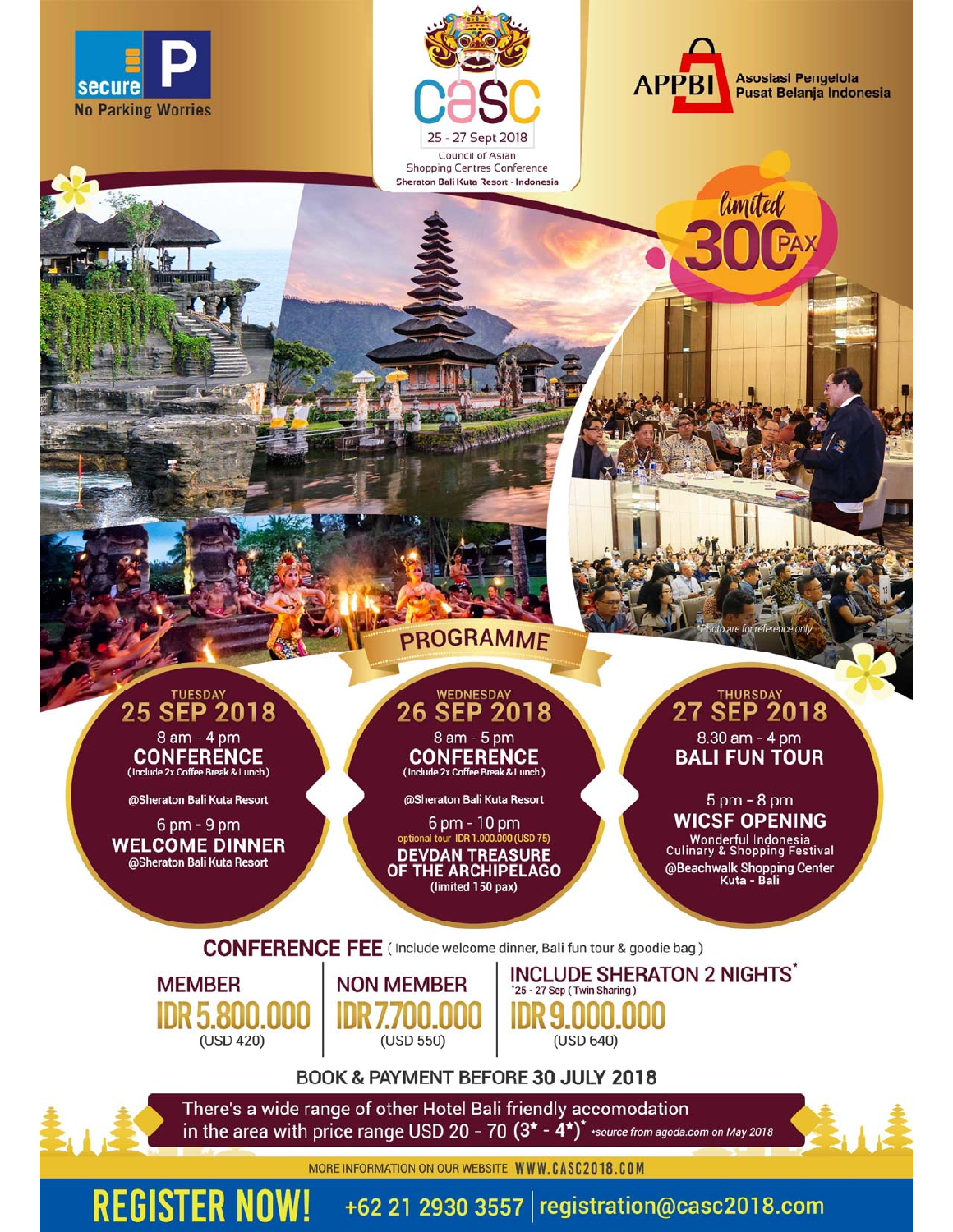secure P
No Parking Worries

# casc

25 - 27 Sept 2018

Council of Asian Shopping Centres Conference
Sheraton Bali Kuta Resort - Indonesia

APPBI Asosiasi Pengelola Pusat Belanja Indonesia

limited 300 PAX

*Photo are for reference only

## PROGRAMME

### TUESDAY 25 SEP 2018

8 am - 4 pm
**CONFERENCE**
(Include 2x Coffee Break & Lunch)

@Sheraton Bali Kuta Resort

6 pm - 9 pm
**WELCOME DINNER**
@Sheraton Bali Kuta Resort

### WEDNESDAY 26 SEP 2018

8 am - 5 pm
**CONFERENCE**
(Include 2x Coffee Break & Lunch)

@Sheraton Bali Kuta Resort

6 pm - 10 pm
optional tour IDR 1.000.000 (USD 75)
**DEVDAN TREASURE OF THE ARCHIPELAGO**
(limited 150 pax)

### THURSDAY 27 SEP 2018

8.30 am - 4 pm
**BALI FUN TOUR**

5 pm - 8 pm
**WICSF OPENING**
Wonderful Indonesia Culinary & Shopping Festival
@Beachwalk Shopping Center Kuta - Bali

## CONFERENCE FEE (Include welcome dinner, Bali fun tour & goodie bag)

| MEMBER | NON MEMBER | INCLUDE SHERATON 2 NIGHTS* *25 - 27 Sep (Twin Sharing) |
|---|---|---|
| IDR 5.800.000 (USD 420) | IDR 7.700.000 (USD 550) | IDR 9.000.000 (USD 640) |

BOOK & PAYMENT BEFORE **30 JULY 2018**

There's a wide range of other Hotel Bali friendly accomodation in the area with price range USD 20 - 70 (3* - 4*)* *source from agoda.com on May 2018

MORE INFORMATION ON OUR WEBSITE **WWW.CASC2018.COM**

**REGISTER NOW!** +62 21 2930 3557 | registration@casc2018.com